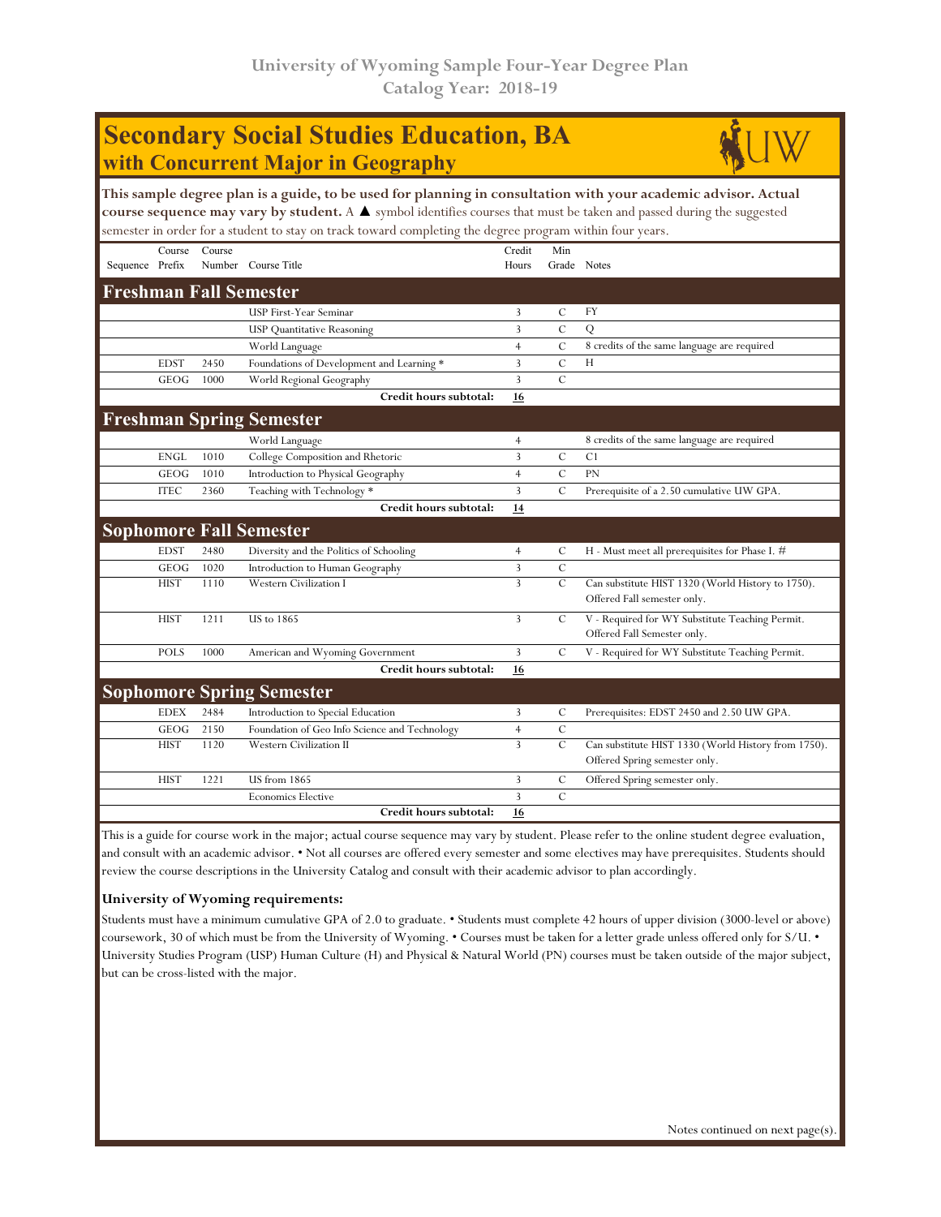University of Wyoming Sample Four-Year Degree Plan
Catalog Year: 2018-19

# Secondary Social Studies Education, BA
## with Concurrent Major in Geography

**This sample degree plan is a guide, to be used for planning in consultation with your academic advisor. Actual course sequence may vary by student.** A ▲ symbol identifies courses that must be taken and passed during the suggested semester in order for a student to stay on track toward completing the degree program within four years.

| Sequence | Course Prefix | Course Number | Course Title | Credit Hours | Min Grade | Notes |
|---|---|---|---|---|---|---|
| **Freshman Fall Semester** | | | | | | |
| | | | USP First-Year Seminar | 3 | C | FY |
| | | | USP Quantitative Reasoning | 3 | C | Q |
| | | | World Language | 4 | C | 8 credits of the same language are required |
| | EDST | 2450 | Foundations of Development and Learning * | 3 | C | H |
| | GEOG | 1000 | World Regional Geography | 3 | C | |
| | | | **Credit hours subtotal:** | **16** | | |
| **Freshman Spring Semester** | | | | | | |
| | | | World Language | 4 | | 8 credits of the same language are required |
| | ENGL | 1010 | College Composition and Rhetoric | 3 | C | C1 |
| | GEOG | 1010 | Introduction to Physical Geography | 4 | C | PN |
| | ITEC | 2360 | Teaching with Technology * | 3 | C | Prerequisite of a 2.50 cumulative UW GPA. |
| | | | **Credit hours subtotal:** | **14** | | |
| **Sophomore Fall Semester** | | | | | | |
| | EDST | 2480 | Diversity and the Politics of Schooling | 4 | C | H - Must meet all prerequisites for Phase I. # |
| | GEOG | 1020 | Introduction to Human Geography | 3 | C | |
| | HIST | 1110 | Western Civilization I | 3 | C | Can substitute HIST 1320 (World History to 1750). Offered Fall semester only. |
| | HIST | 1211 | US to 1865 | 3 | C | V - Required for WY Substitute Teaching Permit. Offered Fall Semester only. |
| | POLS | 1000 | American and Wyoming Government | 3 | C | V - Required for WY Substitute Teaching Permit. |
| | | | **Credit hours subtotal:** | **16** | | |
| **Sophomore Spring Semester** | | | | | | |
| | EDEX | 2484 | Introduction to Special Education | 3 | C | Prerequisites: EDST 2450 and 2.50 UW GPA. |
| | GEOG | 2150 | Foundation of Geo Info Science and Technology | 4 | C | |
| | HIST | 1120 | Western Civilization II | 3 | C | Can substitute HIST 1330 (World History from 1750). Offered Spring semester only. |
| | HIST | 1221 | US from 1865 | 3 | C | Offered Spring semester only. |
| | | | Economics Elective | 3 | C | |
| | | | **Credit hours subtotal:** | **16** | | |

This is a guide for course work in the major; actual course sequence may vary by student. Please refer to the online student degree evaluation, and consult with an academic advisor. • Not all courses are offered every semester and some electives may have prerequisites. Students should review the course descriptions in the University Catalog and consult with their academic advisor to plan accordingly.

**University of Wyoming requirements:**

Students must have a minimum cumulative GPA of 2.0 to graduate. • Students must complete 42 hours of upper division (3000-level or above) coursework, 30 of which must be from the University of Wyoming. • Courses must be taken for a letter grade unless offered only for S/U. • University Studies Program (USP) Human Culture (H) and Physical & Natural World (PN) courses must be taken outside of the major subject, but can be cross-listed with the major.

Notes continued on next page(s).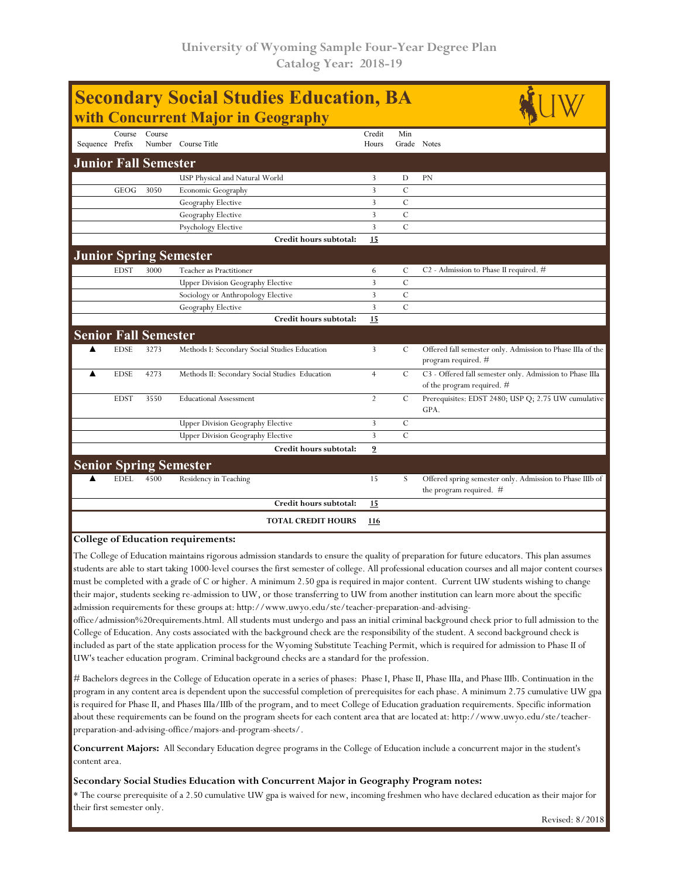# University of Wyoming Sample Four-Year Degree Plan
## Catalog Year: 2018-19

## Secondary Social Studies Education, BA
### with Concurrent Major in Geography

| Sequence | Course Prefix | Course Number | Course Title | Credit Hours | Min Grade | Notes |
|---|---|---|---|---|---|---|
| **Junior Fall Semester** | | | | | | |
| | | | USP Physical and Natural World | 3 | D | PN |
| | GEOG | 3050 | Economic Geography | 3 | C | |
| | | | Geography Elective | 3 | C | |
| | | | Geography Elective | 3 | C | |
| | | | Psychology Elective | 3 | C | |
| | | | **Credit hours subtotal:** | **15** | | |
| **Junior Spring Semester** | | | | | | |
| | EDST | 3000 | Teacher as Practitioner | 6 | C | C2 - Admission to Phase II required. # |
| | | | Upper Division Geography Elective | 3 | C | |
| | | | Sociology or Anthropology Elective | 3 | C | |
| | | | Geography Elective | 3 | C | |
| | | | **Credit hours subtotal:** | **15** | | |
| **Senior Fall Semester** | | | | | | |
| ▲ | EDSE | 3273 | Methods I: Secondary Social Studies Education | 3 | C | Offered fall semester only. Admission to Phase IIIa of the program required. # |
| ▲ | EDSE | 4273 | Methods II: Secondary Social Studies Education | 4 | C | C3 - Offered fall semester only. Admission to Phase IIIa of the program required. # |
| | EDST | 3550 | Educational Assessment | 2 | C | Prerequisites: EDST 2480; USP Q; 2.75 UW cumulative GPA. |
| | | | Upper Division Geography Elective | 3 | C | |
| | | | Upper Division Geography Elective | 3 | C | |
| | | | **Credit hours subtotal:** | **9** | | |
| **Senior Spring Semester** | | | | | | |
| ▲ | EDEL | 4500 | Residency in Teaching | 15 | S | Offered spring semester only. Admission to Phase IIIb of the program required. # |
| | | | **Credit hours subtotal:** | **15** | | |
| | | | **TOTAL CREDIT HOURS** | **116** | | |

**College of Education requirements:**

The College of Education maintains rigorous admission standards to ensure the quality of preparation for future educators. This plan assumes students are able to start taking 1000-level courses the first semester of college. All professional education courses and all major content courses must be completed with a grade of C or higher. A minimum 2.50 gpa is required in major content. Current UW students wishing to change their major, students seeking re-admission to UW, or those transferring to UW from another institution can learn more about the specific admission requirements for these groups at: http://www.uwyo.edu/ste/teacher-preparation-and-advising-office/admission%20requirements.html. All students must undergo and pass an initial criminal background check prior to full admission to the College of Education. Any costs associated with the background check are the responsibility of the student. A second background check is included as part of the state application process for the Wyoming Substitute Teaching Permit, which is required for admission to Phase II of UW's teacher education program. Criminal background checks are a standard for the profession.

# Bachelors degrees in the College of Education operate in a series of phases: Phase I, Phase II, Phase IIIa, and Phase IIIb. Continuation in the program in any content area is dependent upon the successful completion of prerequisites for each phase. A minimum 2.75 cumulative UW gpa is required for Phase II, and Phases IIIa/IIIb of the program, and to meet College of Education graduation requirements. Specific information about these requirements can be found on the program sheets for each content area that are located at: http://www.uwyo.edu/ste/teacher-preparation-and-advising-office/majors-and-program-sheets/.

**Concurrent Majors:** All Secondary Education degree programs in the College of Education include a concurrent major in the student's content area.

**Secondary Social Studies Education with Concurrent Major in Geography Program notes:**

* The course prerequisite of a 2.50 cumulative UW gpa is waived for new, incoming freshmen who have declared education as their major for their first semester only.

Revised: 8/2018